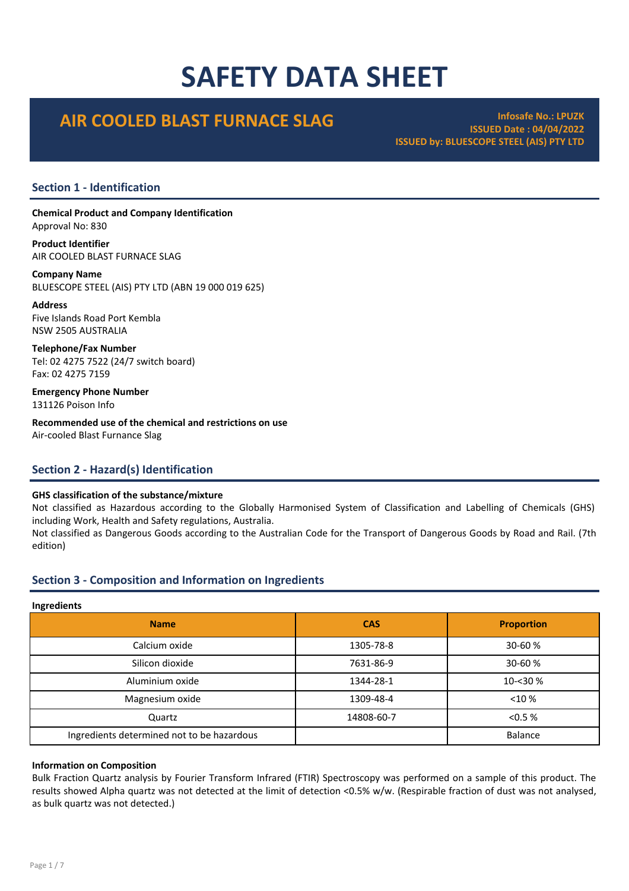# SAFETY DATA SHEET

## AIR COOLED BLAST FURNACE SLAG

**Infosafe No.: LPUZK**
**ISSUED Date : 04/04/2022**
**ISSUED by: BLUESCOPE STEEL (AIS) PTY LTD**

## Section 1 - Identification

**Chemical Product and Company Identification**
Approval No: 830

**Product Identifier**
AIR COOLED BLAST FURNACE SLAG

**Company Name**
BLUESCOPE STEEL (AIS) PTY LTD (ABN 19 000 019 625)

**Address**
Five Islands Road Port Kembla
NSW 2505 AUSTRALIA

**Telephone/Fax Number**
Tel: 02 4275 7522 (24/7 switch board)
Fax: 02 4275 7159

**Emergency Phone Number**
131126 Poison Info

**Recommended use of the chemical and restrictions on use**
Air-cooled Blast Furnance Slag

## Section 2 - Hazard(s) Identification

**GHS classification of the substance/mixture**
Not classified as Hazardous according to the Globally Harmonised System of Classification and Labelling of Chemicals (GHS) including Work, Health and Safety regulations, Australia.
Not classified as Dangerous Goods according to the Australian Code for the Transport of Dangerous Goods by Road and Rail. (7th edition)

## Section 3 - Composition and Information on Ingredients

**Ingredients**

| Name | CAS | Proportion |
|---|---|---|
| Calcium oxide | 1305-78-8 | 30-60 % |
| Silicon dioxide | 7631-86-9 | 30-60 % |
| Aluminium oxide | 1344-28-1 | 10-<30 % |
| Magnesium oxide | 1309-48-4 | <10 % |
| Quartz | 14808-60-7 | <0.5 % |
| Ingredients determined not to be hazardous | | Balance |

**Information on Composition**
Bulk Fraction Quartz analysis by Fourier Transform Infrared (FTIR) Spectroscopy was performed on a sample of this product. The results showed Alpha quartz was not detected at the limit of detection <0.5% w/w. (Respirable fraction of dust was not analysed, as bulk quartz was not detected.)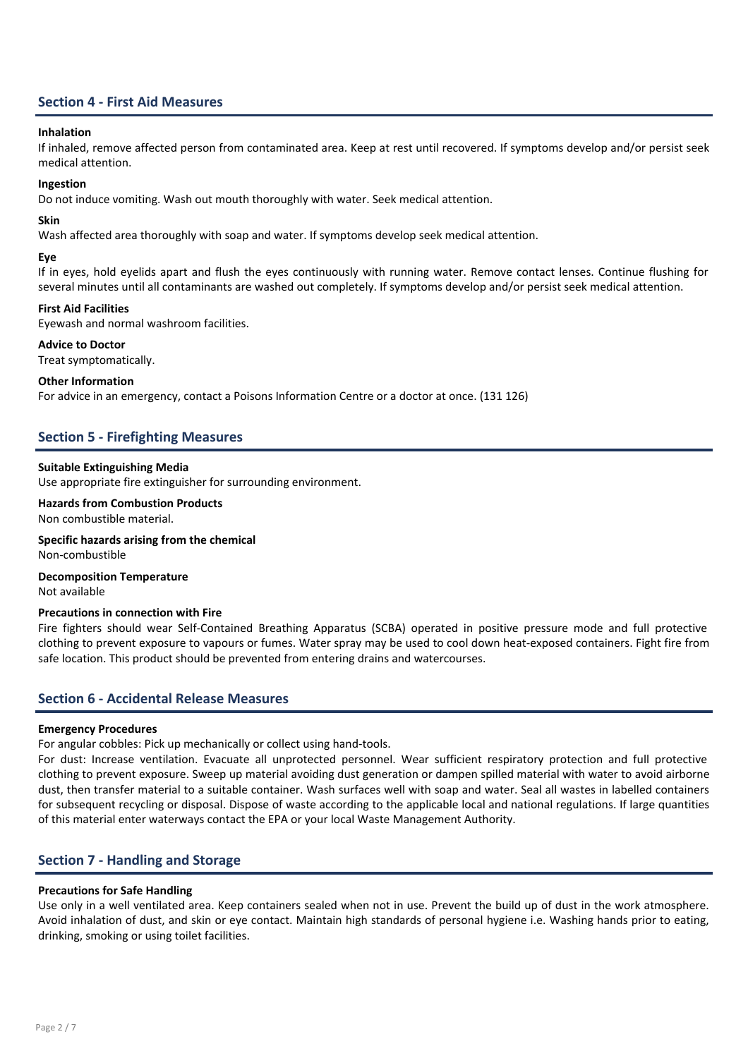## Section 4 - First Aid Measures

**Inhalation**

If inhaled, remove affected person from contaminated area. Keep at rest until recovered. If symptoms develop and/or persist seek medical attention.

**Ingestion**

Do not induce vomiting. Wash out mouth thoroughly with water. Seek medical attention.

**Skin**

Wash affected area thoroughly with soap and water. If symptoms develop seek medical attention.

**Eye**

If in eyes, hold eyelids apart and flush the eyes continuously with running water. Remove contact lenses. Continue flushing for several minutes until all contaminants are washed out completely. If symptoms develop and/or persist seek medical attention.

**First Aid Facilities**

Eyewash and normal washroom facilities.

**Advice to Doctor**

Treat symptomatically.

**Other Information**

For advice in an emergency, contact a Poisons Information Centre or a doctor at once. (131 126)

## Section 5 - Firefighting Measures

**Suitable Extinguishing Media**

Use appropriate fire extinguisher for surrounding environment.

**Hazards from Combustion Products**

Non combustible material.

**Specific hazards arising from the chemical**

Non-combustible

**Decomposition Temperature**

Not available

**Precautions in connection with Fire**

Fire fighters should wear Self-Contained Breathing Apparatus (SCBA) operated in positive pressure mode and full protective clothing to prevent exposure to vapours or fumes. Water spray may be used to cool down heat-exposed containers. Fight fire from safe location. This product should be prevented from entering drains and watercourses.

## Section 6 - Accidental Release Measures

**Emergency Procedures**

For angular cobbles: Pick up mechanically or collect using hand-tools.

For dust: Increase ventilation. Evacuate all unprotected personnel. Wear sufficient respiratory protection and full protective clothing to prevent exposure. Sweep up material avoiding dust generation or dampen spilled material with water to avoid airborne dust, then transfer material to a suitable container. Wash surfaces well with soap and water. Seal all wastes in labelled containers for subsequent recycling or disposal. Dispose of waste according to the applicable local and national regulations. If large quantities of this material enter waterways contact the EPA or your local Waste Management Authority.

## Section 7 - Handling and Storage

**Precautions for Safe Handling**

Use only in a well ventilated area. Keep containers sealed when not in use. Prevent the build up of dust in the work atmosphere. Avoid inhalation of dust, and skin or eye contact. Maintain high standards of personal hygiene i.e. Washing hands prior to eating, drinking, smoking or using toilet facilities.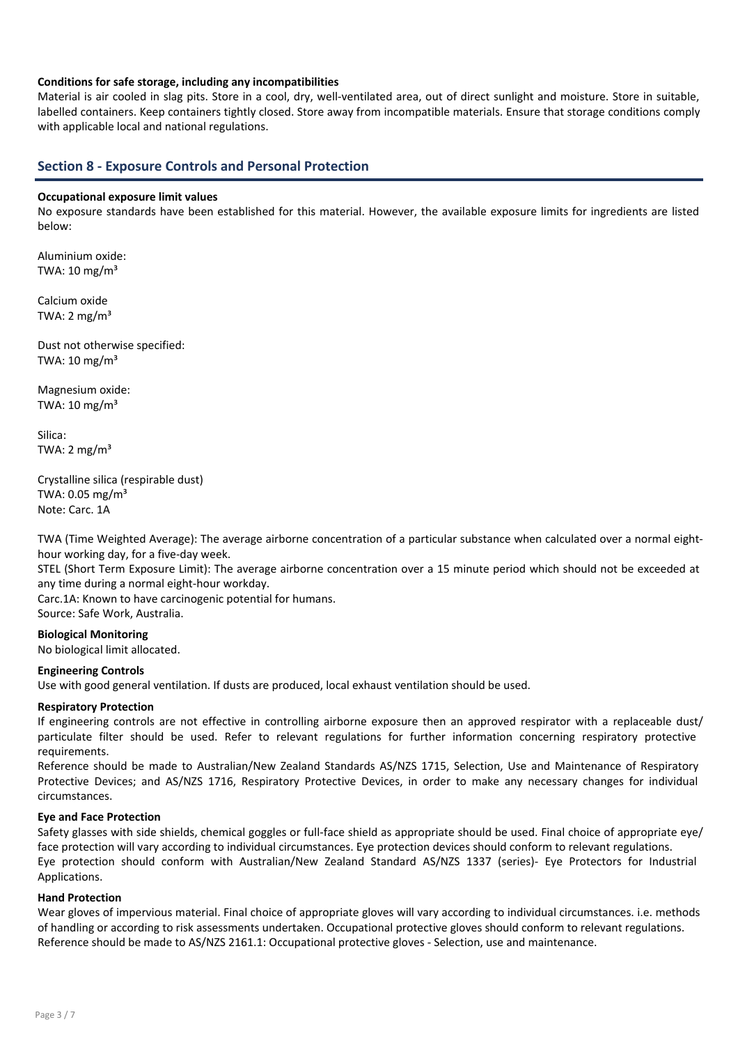**Conditions for safe storage, including any incompatibilities**

Material is air cooled in slag pits. Store in a cool, dry, well-ventilated area, out of direct sunlight and moisture. Store in suitable, labelled containers. Keep containers tightly closed. Store away from incompatible materials. Ensure that storage conditions comply with applicable local and national regulations.

## Section 8 - Exposure Controls and Personal Protection

**Occupational exposure limit values**

No exposure standards have been established for this material. However, the available exposure limits for ingredients are listed below:

Aluminium oxide:
TWA: 10 mg/m³

Calcium oxide
TWA: 2 mg/m³

Dust not otherwise specified:
TWA: 10 mg/m³

Magnesium oxide:
TWA: 10 mg/m³

Silica:
TWA: 2 mg/m³

Crystalline silica (respirable dust)
TWA: 0.05 mg/m³
Note: Carc. 1A

TWA (Time Weighted Average): The average airborne concentration of a particular substance when calculated over a normal eight-hour working day, for a five-day week.
STEL (Short Term Exposure Limit): The average airborne concentration over a 15 minute period which should not be exceeded at any time during a normal eight-hour workday.
Carc.1A: Known to have carcinogenic potential for humans.
Source: Safe Work, Australia.

**Biological Monitoring**

No biological limit allocated.

**Engineering Controls**

Use with good general ventilation. If dusts are produced, local exhaust ventilation should be used.

**Respiratory Protection**

If engineering controls are not effective in controlling airborne exposure then an approved respirator with a replaceable dust/ particulate filter should be used. Refer to relevant regulations for further information concerning respiratory protective requirements.
Reference should be made to Australian/New Zealand Standards AS/NZS 1715, Selection, Use and Maintenance of Respiratory Protective Devices; and AS/NZS 1716, Respiratory Protective Devices, in order to make any necessary changes for individual circumstances.

**Eye and Face Protection**

Safety glasses with side shields, chemical goggles or full-face shield as appropriate should be used. Final choice of appropriate eye/ face protection will vary according to individual circumstances. Eye protection devices should conform to relevant regulations.
Eye protection should conform with Australian/New Zealand Standard AS/NZS 1337 (series)- Eye Protectors for Industrial Applications.

**Hand Protection**

Wear gloves of impervious material. Final choice of appropriate gloves will vary according to individual circumstances. i.e. methods of handling or according to risk assessments undertaken. Occupational protective gloves should conform to relevant regulations.
Reference should be made to AS/NZS 2161.1: Occupational protective gloves - Selection, use and maintenance.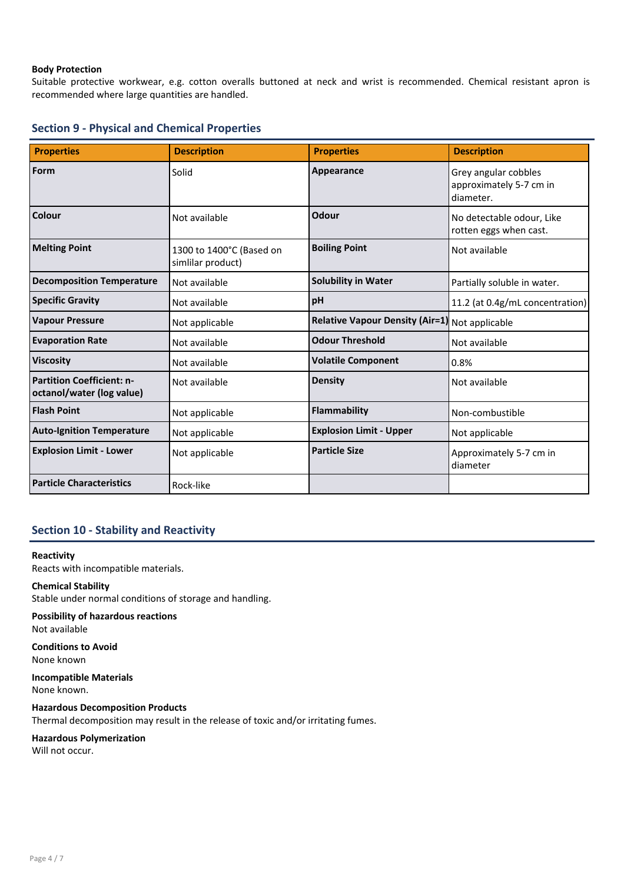**Body Protection**
Suitable protective workwear, e.g. cotton overalls buttoned at neck and wrist is recommended. Chemical resistant apron is recommended where large quantities are handled.

## Section 9 - Physical and Chemical Properties

| Properties | Description | Properties | Description |
|---|---|---|---|
| **Form** | Solid | **Appearance** | Grey angular cobbles approximately 5-7 cm in diameter. |
| **Colour** | Not available | **Odour** | No detectable odour, Like rotten eggs when cast. |
| **Melting Point** | 1300 to 1400°C (Based on simlilar product) | **Boiling Point** | Not available |
| **Decomposition Temperature** | Not available | **Solubility in Water** | Partially soluble in water. |
| **Specific Gravity** | Not available | **pH** | 11.2 (at 0.4g/mL concentration) |
| **Vapour Pressure** | Not applicable | **Relative Vapour Density (Air=1)** | Not applicable |
| **Evaporation Rate** | Not available | **Odour Threshold** | Not available |
| **Viscosity** | Not available | **Volatile Component** | 0.8% |
| **Partition Coefficient: n-octanol/water (log value)** | Not available | **Density** | Not available |
| **Flash Point** | Not applicable | **Flammability** | Non-combustible |
| **Auto-Ignition Temperature** | Not applicable | **Explosion Limit - Upper** | Not applicable |
| **Explosion Limit - Lower** | Not applicable | **Particle Size** | Approximately 5-7 cm in diameter |
| **Particle Characteristics** | Rock-like | | |

## Section 10 - Stability and Reactivity

**Reactivity**
Reacts with incompatible materials.

**Chemical Stability**
Stable under normal conditions of storage and handling.

**Possibility of hazardous reactions**
Not available

**Conditions to Avoid**
None known

**Incompatible Materials**
None known.

**Hazardous Decomposition Products**
Thermal decomposition may result in the release of toxic and/or irritating fumes.

**Hazardous Polymerization**
Will not occur.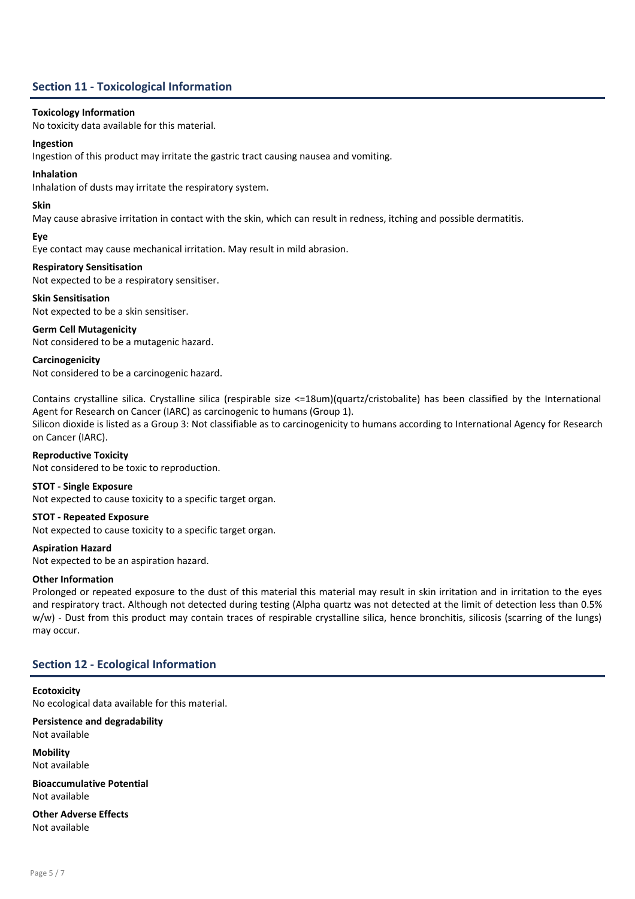## Section 11 - Toxicological Information

**Toxicology Information**

No toxicity data available for this material.

**Ingestion**

Ingestion of this product may irritate the gastric tract causing nausea and vomiting.

**Inhalation**

Inhalation of dusts may irritate the respiratory system.

**Skin**

May cause abrasive irritation in contact with the skin, which can result in redness, itching and possible dermatitis.

**Eye**

Eye contact may cause mechanical irritation. May result in mild abrasion.

**Respiratory Sensitisation**

Not expected to be a respiratory sensitiser.

**Skin Sensitisation**

Not expected to be a skin sensitiser.

**Germ Cell Mutagenicity**

Not considered to be a mutagenic hazard.

**Carcinogenicity**

Not considered to be a carcinogenic hazard.

Contains crystalline silica. Crystalline silica (respirable size <=18um)(quartz/cristobalite) has been classified by the International Agent for Research on Cancer (IARC) as carcinogenic to humans (Group 1).
Silicon dioxide is listed as a Group 3: Not classifiable as to carcinogenicity to humans according to International Agency for Research on Cancer (IARC).

**Reproductive Toxicity**

Not considered to be toxic to reproduction.

**STOT - Single Exposure**

Not expected to cause toxicity to a specific target organ.

**STOT - Repeated Exposure**

Not expected to cause toxicity to a specific target organ.

**Aspiration Hazard**

Not expected to be an aspiration hazard.

**Other Information**

Prolonged or repeated exposure to the dust of this material this material may result in skin irritation and in irritation to the eyes and respiratory tract. Although not detected during testing (Alpha quartz was not detected at the limit of detection less than 0.5% w/w) - Dust from this product may contain traces of respirable crystalline silica, hence bronchitis, silicosis (scarring of the lungs) may occur.

## Section 12 - Ecological Information

**Ecotoxicity**

No ecological data available for this material.

**Persistence and degradability**

Not available

**Mobility**

Not available

**Bioaccumulative Potential**

Not available

**Other Adverse Effects**

Not available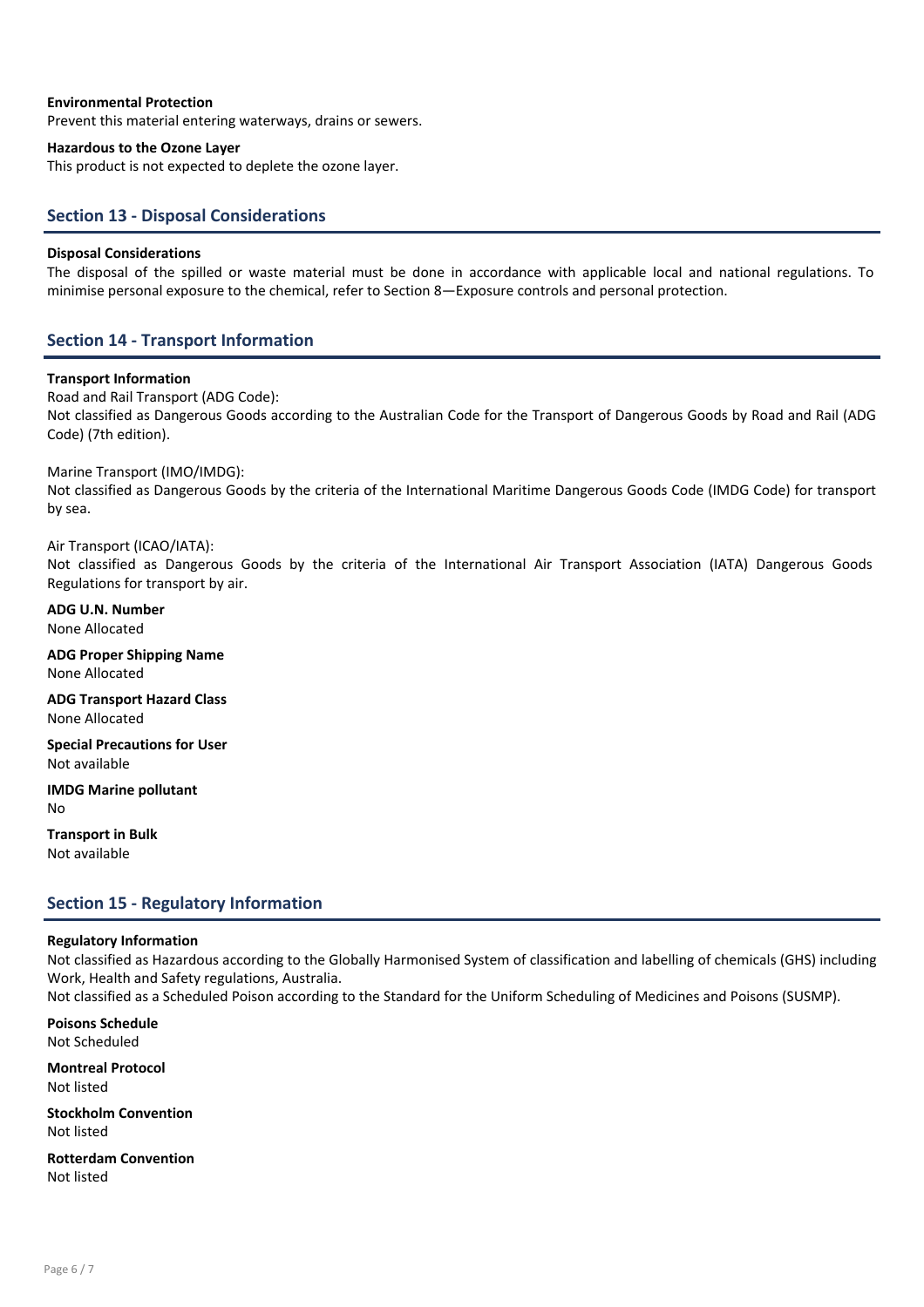**Environmental Protection**
Prevent this material entering waterways, drains or sewers.

**Hazardous to the Ozone Layer**
This product is not expected to deplete the ozone layer.

## Section 13 - Disposal Considerations

**Disposal Considerations**
The disposal of the spilled or waste material must be done in accordance with applicable local and national regulations. To minimise personal exposure to the chemical, refer to Section 8—Exposure controls and personal protection.

## Section 14 - Transport Information

**Transport Information**
Road and Rail Transport (ADG Code):
Not classified as Dangerous Goods according to the Australian Code for the Transport of Dangerous Goods by Road and Rail (ADG Code) (7th edition).

Marine Transport (IMO/IMDG):
Not classified as Dangerous Goods by the criteria of the International Maritime Dangerous Goods Code (IMDG Code) for transport by sea.

Air Transport (ICAO/IATA):
Not classified as Dangerous Goods by the criteria of the International Air Transport Association (IATA) Dangerous Goods Regulations for transport by air.

**ADG U.N. Number**
None Allocated

**ADG Proper Shipping Name**
None Allocated

**ADG Transport Hazard Class**
None Allocated

**Special Precautions for User**
Not available

**IMDG Marine pollutant**
No

**Transport in Bulk**
Not available

## Section 15 - Regulatory Information

**Regulatory Information**
Not classified as Hazardous according to the Globally Harmonised System of classification and labelling of chemicals (GHS) including Work, Health and Safety regulations, Australia.
Not classified as a Scheduled Poison according to the Standard for the Uniform Scheduling of Medicines and Poisons (SUSMP).

**Poisons Schedule**
Not Scheduled

**Montreal Protocol**
Not listed

**Stockholm Convention**
Not listed

**Rotterdam Convention**
Not listed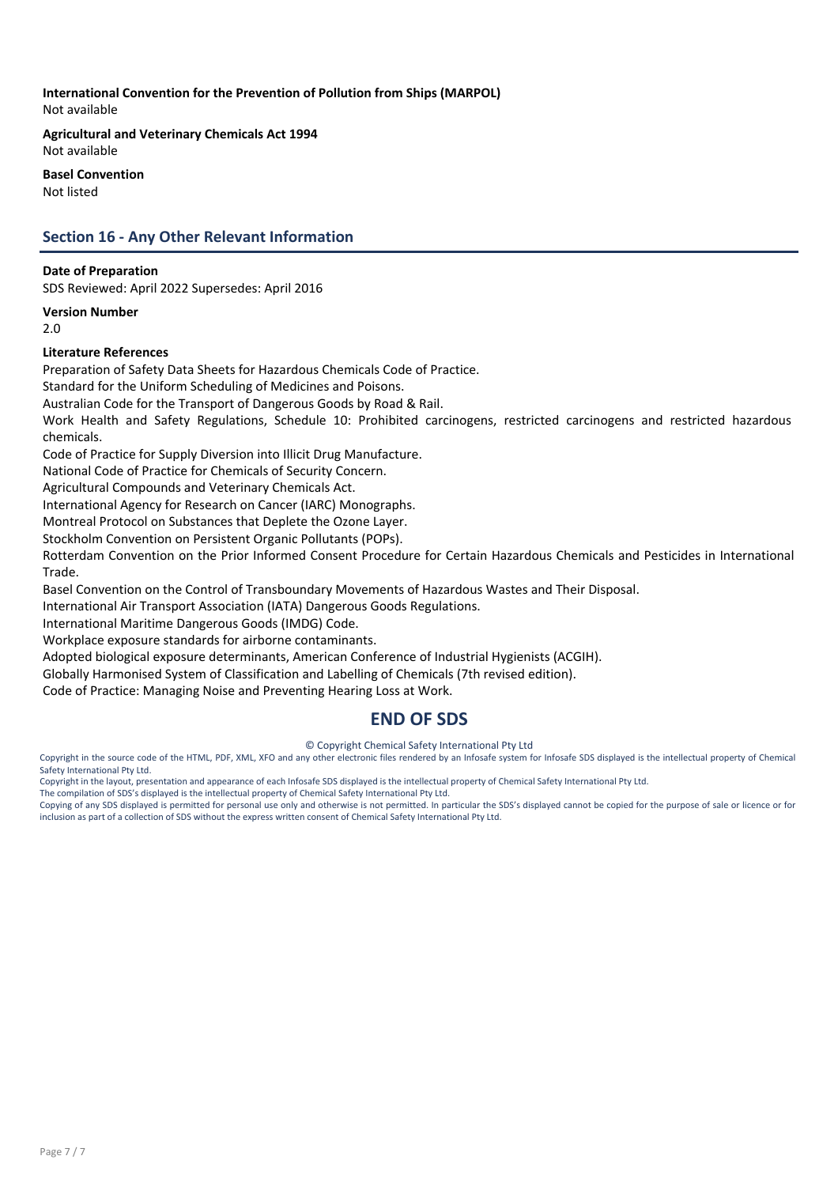**International Convention for the Prevention of Pollution from Ships (MARPOL)**
Not available

**Agricultural and Veterinary Chemicals Act 1994**
Not available

**Basel Convention**
Not listed

## Section 16 - Any Other Relevant Information

**Date of Preparation**
SDS Reviewed: April 2022 Supersedes: April 2016

**Version Number**
2.0

**Literature References**
Preparation of Safety Data Sheets for Hazardous Chemicals Code of Practice.
Standard for the Uniform Scheduling of Medicines and Poisons.
Australian Code for the Transport of Dangerous Goods by Road & Rail.
Work Health and Safety Regulations, Schedule 10: Prohibited carcinogens, restricted carcinogens and restricted hazardous chemicals.
Code of Practice for Supply Diversion into Illicit Drug Manufacture.
National Code of Practice for Chemicals of Security Concern.
Agricultural Compounds and Veterinary Chemicals Act.
International Agency for Research on Cancer (IARC) Monographs.
Montreal Protocol on Substances that Deplete the Ozone Layer.
Stockholm Convention on Persistent Organic Pollutants (POPs).
Rotterdam Convention on the Prior Informed Consent Procedure for Certain Hazardous Chemicals and Pesticides in International Trade.
Basel Convention on the Control of Transboundary Movements of Hazardous Wastes and Their Disposal.
International Air Transport Association (IATA) Dangerous Goods Regulations.
International Maritime Dangerous Goods (IMDG) Code.
Workplace exposure standards for airborne contaminants.
Adopted biological exposure determinants, American Conference of Industrial Hygienists (ACGIH).
Globally Harmonised System of Classification and Labelling of Chemicals (7th revised edition).
Code of Practice: Managing Noise and Preventing Hearing Loss at Work.

## END OF SDS

© Copyright Chemical Safety International Pty Ltd

Copyright in the source code of the HTML, PDF, XML, XFO and any other electronic files rendered by an Infosafe system for Infosafe SDS displayed is the intellectual property of Chemical Safety International Pty Ltd.

Copyright in the layout, presentation and appearance of each Infosafe SDS displayed is the intellectual property of Chemical Safety International Pty Ltd.

The compilation of SDS's displayed is the intellectual property of Chemical Safety International Pty Ltd.

Copying of any SDS displayed is permitted for personal use only and otherwise is not permitted. In particular the SDS's displayed cannot be copied for the purpose of sale or licence or for inclusion as part of a collection of SDS without the express written consent of Chemical Safety International Pty Ltd.